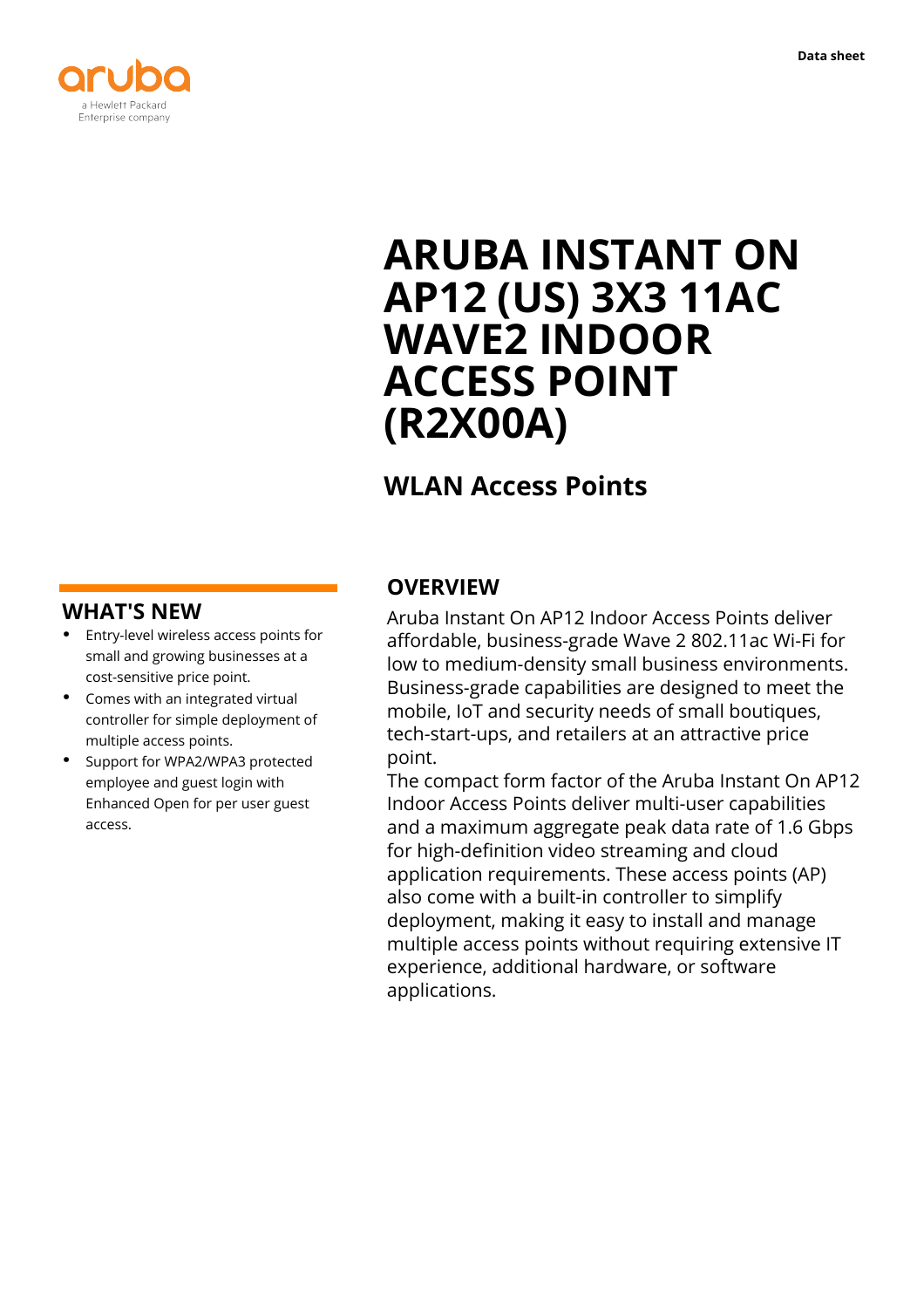Data sheet

# ARUBA INSTANT ON AP12 (US) 3X3 11AC WAVE2 INDOOR ACCESS POINT (R2X00A)

## WLAN Access Points

## OVERVIEW

Aruba Instant On AP12 Indoor Access Points deliver affordable, business-grade Wave 2 802.11ac Wi-Fi for low to medium-density small business environments. Business-grade capabilities are designed to meet the mobile, IoT and security needs of small boutiques, tech-start-ups, and retailers at an attractive price point.

The compact form factor of the Aruba Instant On AP12 Indoor Access Points deliver multi-user capabilities and a maximum aggregate peak data rate of 1.6 Gbps for high-definition video streaming and cloud application requirements. These access points (AP) also come with a built-in controller to simplify deployment, making it easy to install and manage multiple access points without requiring extensive IT experience, additional hardware, or software applications.

## WHAT'S NEW

- Entry-level wireless access points for small and growing businesses at a cost-sensitive price point.
- Comes with an integrated virtual controller for simple deployment of multiple access points.
- Support for WPA2/WPA3 protected employee and guest login with Enhanced Open for per user guest access.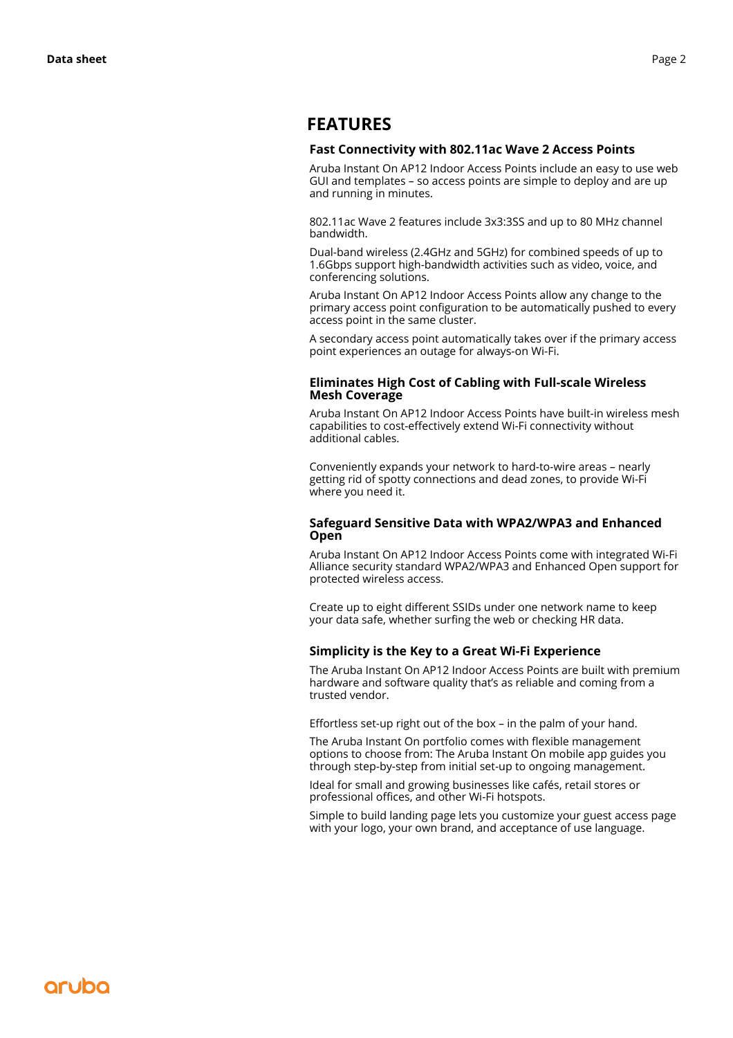## FEATURES

### Fast Connectivity with 802.11ac Wave 2 Access Points

Aruba Instant On AP12 Indoor Access Points include an easy to use web GUI and templates – so access points are simple to deploy and are up and running in minutes.

802.11ac Wave 2 features include 3x3:3SS and up to 80 MHz channel bandwidth.

Dual-band wireless (2.4GHz and 5GHz) for combined speeds of up to 1.6Gbps support high-bandwidth activities such as video, voice, and conferencing solutions.

Aruba Instant On AP12 Indoor Access Points allow any change to the primary access point configuration to be automatically pushed to every access point in the same cluster.

A secondary access point automatically takes over if the primary access point experiences an outage for always-on Wi-Fi.

### Eliminates High Cost of Cabling with Full-scale Wireless Mesh Coverage

Aruba Instant On AP12 Indoor Access Points have built-in wireless mesh capabilities to cost-effectively extend Wi-Fi connectivity without additional cables.

Conveniently expands your network to hard-to-wire areas – nearly getting rid of spotty connections and dead zones, to provide Wi-Fi where you need it.

### Safeguard Sensitive Data with WPA2/WPA3 and Enhanced Open

Aruba Instant On AP12 Indoor Access Points come with integrated Wi-Fi Alliance security standard WPA2/WPA3 and Enhanced Open support for protected wireless access.

Create up to eight different SSIDs under one network name to keep your data safe, whether surfing the web or checking HR data.

### Simplicity is the Key to a Great Wi-Fi Experience

The Aruba Instant On AP12 Indoor Access Points are built with premium hardware and software quality that's as reliable and coming from a trusted vendor.

Effortless set-up right out of the box – in the palm of your hand.

The Aruba Instant On portfolio comes with flexible management options to choose from: The Aruba Instant On mobile app guides you through step-by-step from initial set-up to ongoing management.

Ideal for small and growing businesses like cafés, retail stores or professional offices, and other Wi-Fi hotspots.

Simple to build landing page lets you customize your guest access page with your logo, your own brand, and acceptance of use language.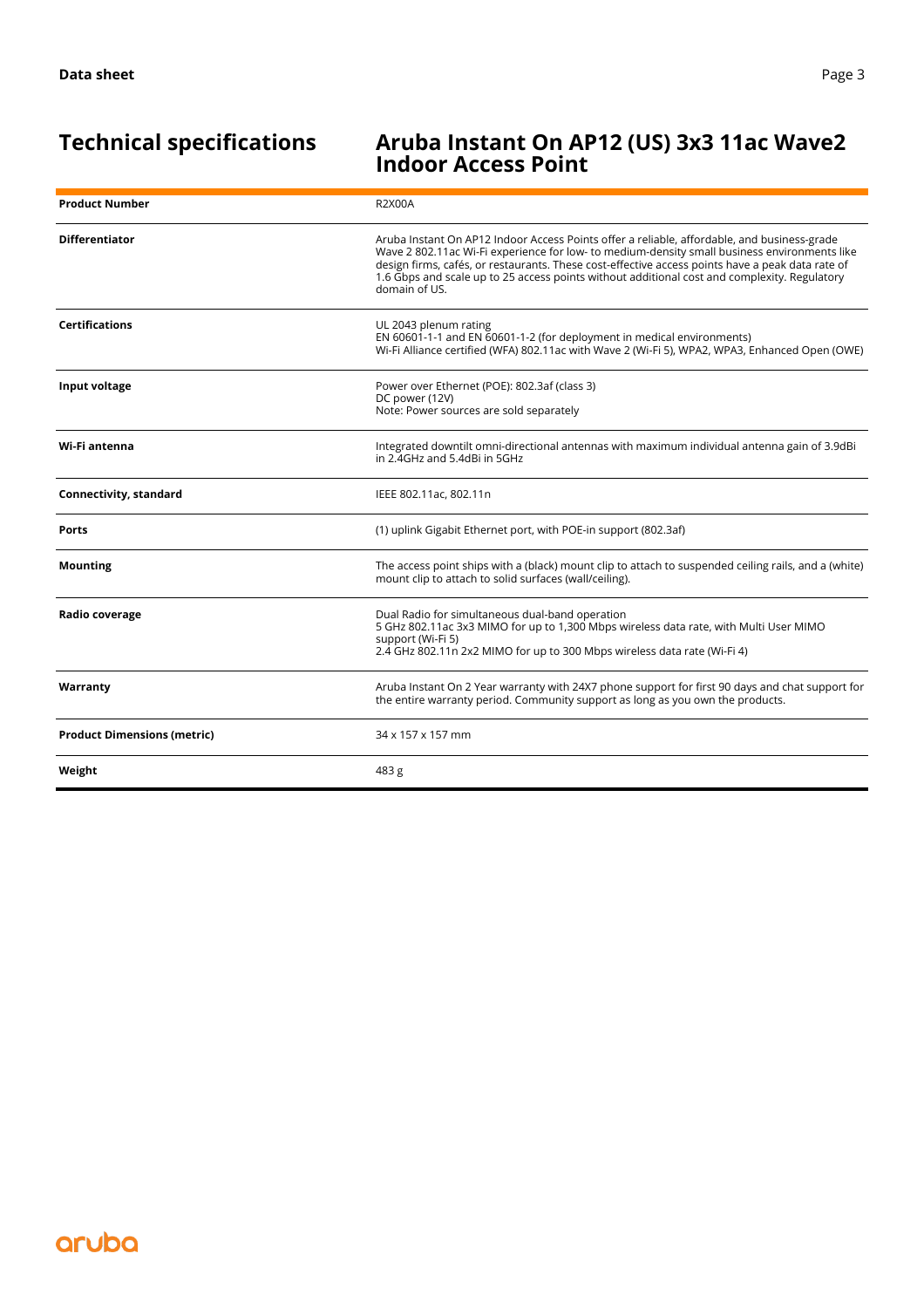## Technical specifications

## Aruba Instant On AP12 (US) 3x3 11ac Wave2 Indoor Access Point

| | |
|---|---|
| **Product Number** | R2X00A |
| **Differentiator** | Aruba Instant On AP12 Indoor Access Points offer a reliable, affordable, and business-grade Wave 2 802.11ac Wi-Fi experience for low- to medium-density small business environments like design firms, cafés, or restaurants. These cost-effective access points have a peak data rate of 1.6 Gbps and scale up to 25 access points without additional cost and complexity. Regulatory domain of US. |
| **Certifications** | UL 2043 plenum rating<br>EN 60601-1-1 and EN 60601-1-2 (for deployment in medical environments)<br>Wi-Fi Alliance certified (WFA) 802.11ac with Wave 2 (Wi-Fi 5), WPA2, WPA3, Enhanced Open (OWE) |
| **Input voltage** | Power over Ethernet (POE): 802.3af (class 3)<br>DC power (12V)<br>Note: Power sources are sold separately |
| **Wi-Fi antenna** | Integrated downtilt omni-directional antennas with maximum individual antenna gain of 3.9dBi in 2.4GHz and 5.4dBi in 5GHz |
| **Connectivity, standard** | IEEE 802.11ac, 802.11n |
| **Ports** | (1) uplink Gigabit Ethernet port, with POE-in support (802.3af) |
| **Mounting** | The access point ships with a (black) mount clip to attach to suspended ceiling rails, and a (white) mount clip to attach to solid surfaces (wall/ceiling). |
| **Radio coverage** | Dual Radio for simultaneous dual-band operation<br>5 GHz 802.11ac 3x3 MIMO for up to 1,300 Mbps wireless data rate, with Multi User MIMO support (Wi-Fi 5)<br>2.4 GHz 802.11n 2x2 MIMO for up to 300 Mbps wireless data rate (Wi-Fi 4) |
| **Warranty** | Aruba Instant On 2 Year warranty with 24X7 phone support for first 90 days and chat support for the entire warranty period. Community support as long as you own the products. |
| **Product Dimensions (metric)** | 34 x 157 x 157 mm |
| **Weight** | 483 g |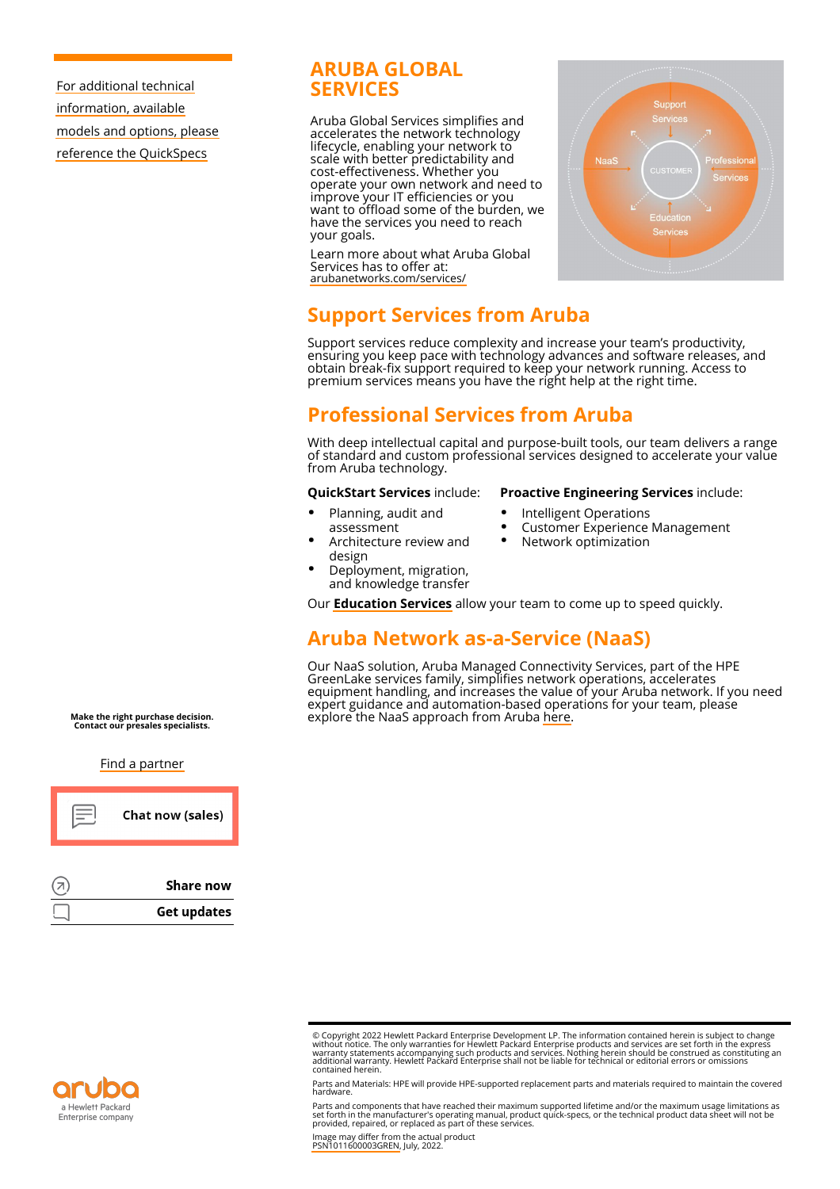For additional technical information, available models and options, please reference the QuickSpecs

## ARUBA GLOBAL SERVICES

Aruba Global Services simplifies and accelerates the network technology lifecycle, enabling your network to scale with better predictability and cost-effectiveness. Whether you operate your own network and need to improve your IT efficiencies or you want to offload some of the burden, we have the services you need to reach your goals.

Learn more about what Aruba Global Services has to offer at: arubanetworks.com/services/

Support Services
NaaS
CUSTOMER
Professional Services
Education Services

## Support Services from Aruba

Support services reduce complexity and increase your team's productivity, ensuring you keep pace with technology advances and software releases, and obtain break-fix support required to keep your network running. Access to premium services means you have the right help at the right time.

## Professional Services from Aruba

With deep intellectual capital and purpose-built tools, our team delivers a range of standard and custom professional services designed to accelerate your value from Aruba technology.

**QuickStart Services** include:

- Planning, audit and assessment
- Architecture review and design
- Deployment, migration, and knowledge transfer

**Proactive Engineering Services** include:

- Intelligent Operations
- Customer Experience Management
- Network optimization

Our **Education Services** allow your team to come up to speed quickly.

## Aruba Network as-a-Service (NaaS)

Our NaaS solution, Aruba Managed Connectivity Services, part of the HPE GreenLake services family, simplifies network operations, accelerates equipment handling, and increases the value of your Aruba network. If you need expert guidance and automation-based operations for your team, please explore the NaaS approach from Aruba here.

**Make the right purchase decision. Contact our presales specialists.**

Find a partner

Chat now (sales)

Share now

Get updates

© Copyright 2022 Hewlett Packard Enterprise Development LP. The information contained herein is subject to change without notice. The only warranties for Hewlett Packard Enterprise products and services are set forth in the express warranty statements accompanying such products and services. Nothing herein should be construed as constituting an additional warranty. Hewlett Packard Enterprise shall not be liable for technical or editorial errors or omissions contained herein.

Parts and Materials: HPE will provide HPE-supported replacement parts and materials required to maintain the covered hardware.

Parts and components that have reached their maximum supported lifetime and/or the maximum usage limitations as set forth in the manufacturer's operating manual, product quick-specs, or the technical product data sheet will not be provided, repaired, or replaced as part of these services.

Image may differ from the actual product

PSN1011600003GREN, July, 2022.

aruba
a Hewlett Packard Enterprise company